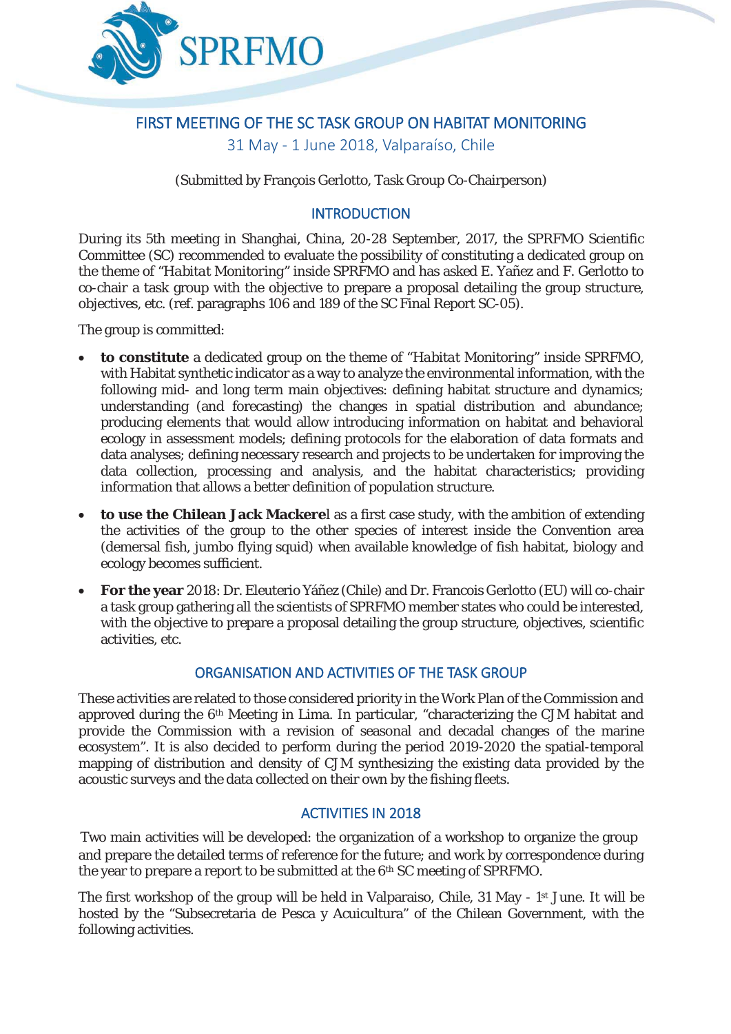# FIRST MEETING OF THE SC TASK GROUP ON HABITAT MONITORING

31 May - 1 June 2018, Valparaíso, Chile

(Submitted by François Gerlotto, Task Group Co-Chairperson)

## INTRODUCTION

During its 5th meeting in Shanghai, China, 20-28 September, 2017, the SPRFMO Scientific Committee (SC) recommended to evaluate the possibility of constituting a dedicated group on the theme of "*Habitat Monitoring*" inside SPRFMO and has asked E. Yañez and F. Gerlotto to co-chair a task group with the objective to prepare a proposal detailing the group structure, objectives, etc. (ref. paragraphs 106 and 189 of the SC Final Report SC-05).

The group is committed:

- **to constitute** a dedicated group on the theme of "*Habitat Monitoring*" inside SPRFMO, with Habitat synthetic indicator as a way to analyze the environmental information, with the following mid- and long term main objectives: defining habitat structure and dynamics; understanding (and forecasting) the changes in spatial distribution and abundance; producing elements that would allow introducing information on habitat and behavioral ecology in assessment models; defining protocols for the elaboration of data formats and data analyses; defining necessary research and projects to be undertaken for improving the data collection, processing and analysis, and the habitat characteristics; providing information that allows a better definition of population structure.
- **to use the Chilean Jack Mackere**l as a first case study, with the ambition of extending the activities of the group to the other species of interest inside the Convention area (demersal fish, jumbo flying squid) when available knowledge of fish habitat, biology and ecology becomes sufficient.
- **For the year** 2018: Dr. Eleuterio Yáñez (Chile) and Dr. Francois Gerlotto (EU) will co-chair a task group gathering all the scientists of SPRFMO member states who could be interested, with the objective to prepare a proposal detailing the group structure, objectives, scientific activities, etc.

## ORGANISATION AND ACTIVITIES OF THE TASK GROUP

These activities are related to those considered priority in the Work Plan of the Commission and approved during the 6th Meeting in Lima. In particular, "characterizing the CJM habitat and provide the Commission with a revision of seasonal and decadal changes of the marine ecosystem". It is also decided to perform during the period 2019-2020 the spatial-temporal mapping of distribution and density of CJM synthesizing the existing data provided by the acoustic surveys and the data collected on their own by the fishing fleets.

## ACTIVITIES IN 2018

Two main activities will be developed: the organization of a workshop to organize the group and prepare the detailed terms of reference for the future; and work by correspondence during the year to prepare a report to be submitted at the 6th SC meeting of SPRFMO.

The first workshop of the group will be held in Valparaiso, Chile, 31 May - 1st June. It will be hosted by the "Subsecretaria de Pesca y Acuicultura" of the Chilean Government, with the following activities.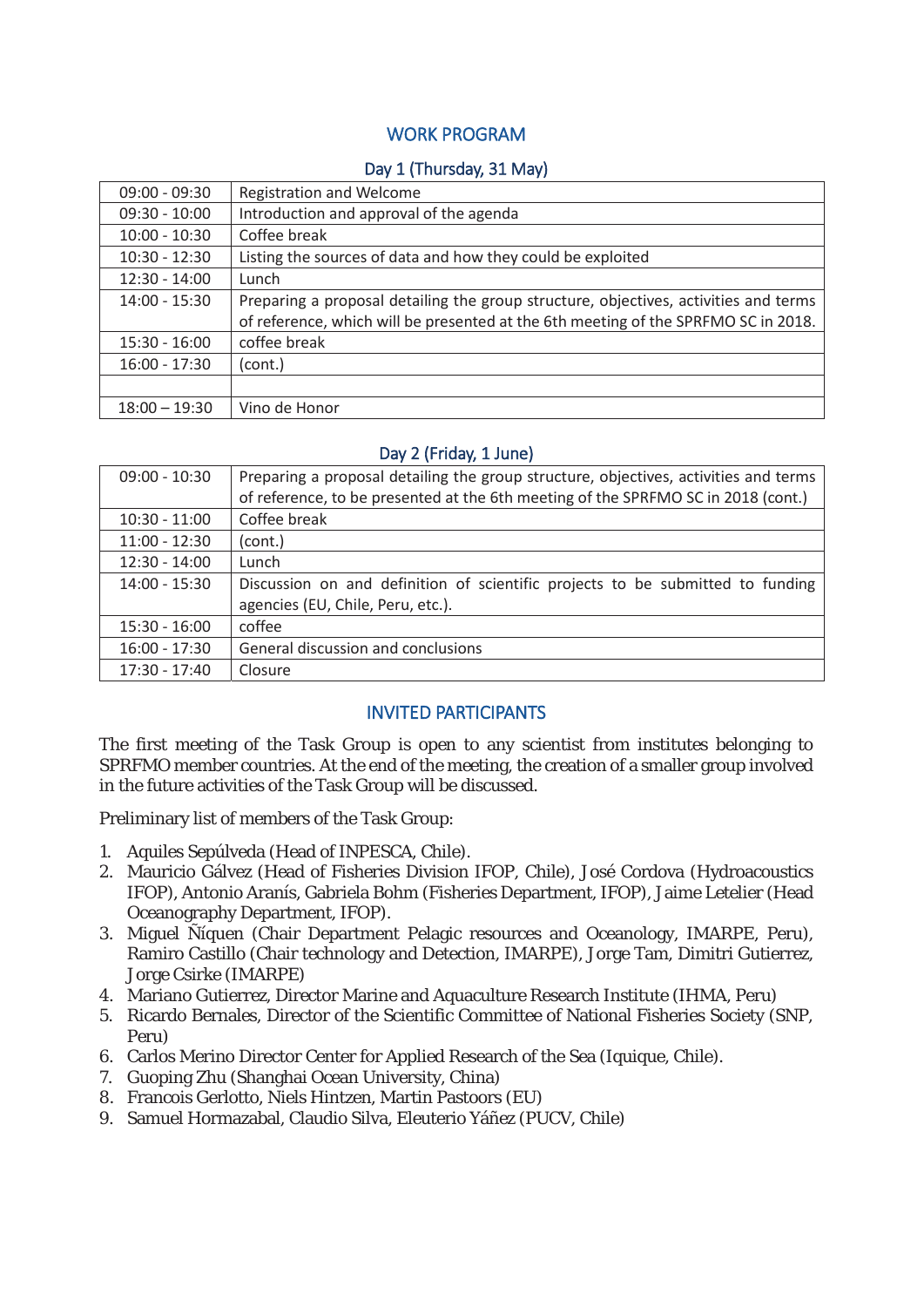## WORK PROGRAM

### Day 1 (Thursday, 31 May)

| | |
|---|---|
| 09:00 - 09:30 | Registration and Welcome |
| 09:30 - 10:00 | Introduction and approval of the agenda |
| 10:00 - 10:30 | Coffee break |
| 10:30 - 12:30 | Listing the sources of data and how they could be exploited |
| 12:30 - 14:00 | Lunch |
| 14:00 - 15:30 | Preparing a proposal detailing the group structure, objectives, activities and terms of reference, which will be presented at the 6th meeting of the SPRFMO SC in 2018. |
| 15:30 - 16:00 | coffee break |
| 16:00 - 17:30 | (cont.) |
| | |
| 18:00 – 19:30 | Vino de Honor |

### Day 2 (Friday, 1 June)

| | |
|---|---|
| 09:00 - 10:30 | Preparing a proposal detailing the group structure, objectives, activities and terms of reference, to be presented at the 6th meeting of the SPRFMO SC in 2018 (cont.) |
| 10:30 - 11:00 | Coffee break |
| 11:00 - 12:30 | (cont.) |
| 12:30 - 14:00 | Lunch |
| 14:00 - 15:30 | Discussion on and definition of scientific projects to be submitted to funding agencies (EU, Chile, Peru, etc.). |
| 15:30 - 16:00 | coffee |
| 16:00 - 17:30 | General discussion and conclusions |
| 17:30 - 17:40 | Closure |

## INVITED PARTICIPANTS

The first meeting of the Task Group is open to any scientist from institutes belonging to SPRFMO member countries. At the end of the meeting, the creation of a smaller group involved in the future activities of the Task Group will be discussed.

Preliminary list of members of the Task Group:

1. Aquiles Sepúlveda (Head of INPESCA, Chile).
2. Mauricio Gálvez (Head of Fisheries Division IFOP, Chile), José Cordova (Hydroacoustics IFOP), Antonio Aranís, Gabriela Bohm (Fisheries Department, IFOP), Jaime Letelier (Head Oceanography Department, IFOP).
3. Miguel Ñíquen (Chair Department Pelagic resources and Oceanology, IMARPE, Peru), Ramiro Castillo (Chair technology and Detection, IMARPE), Jorge Tam, Dimitri Gutierrez, Jorge Csirke (IMARPE)
4. Mariano Gutierrez, Director Marine and Aquaculture Research Institute (IHMA, Peru)
5. Ricardo Bernales, Director of the Scientific Committee of National Fisheries Society (SNP, Peru)
6. Carlos Merino Director Center for Applied Research of the Sea (Iquique, Chile).
7. Guoping Zhu (Shanghai Ocean University, China)
8. Francois Gerlotto, Niels Hintzen, Martin Pastoors (EU)
9. Samuel Hormazabal, Claudio Silva, Eleuterio Yáñez (PUCV, Chile)